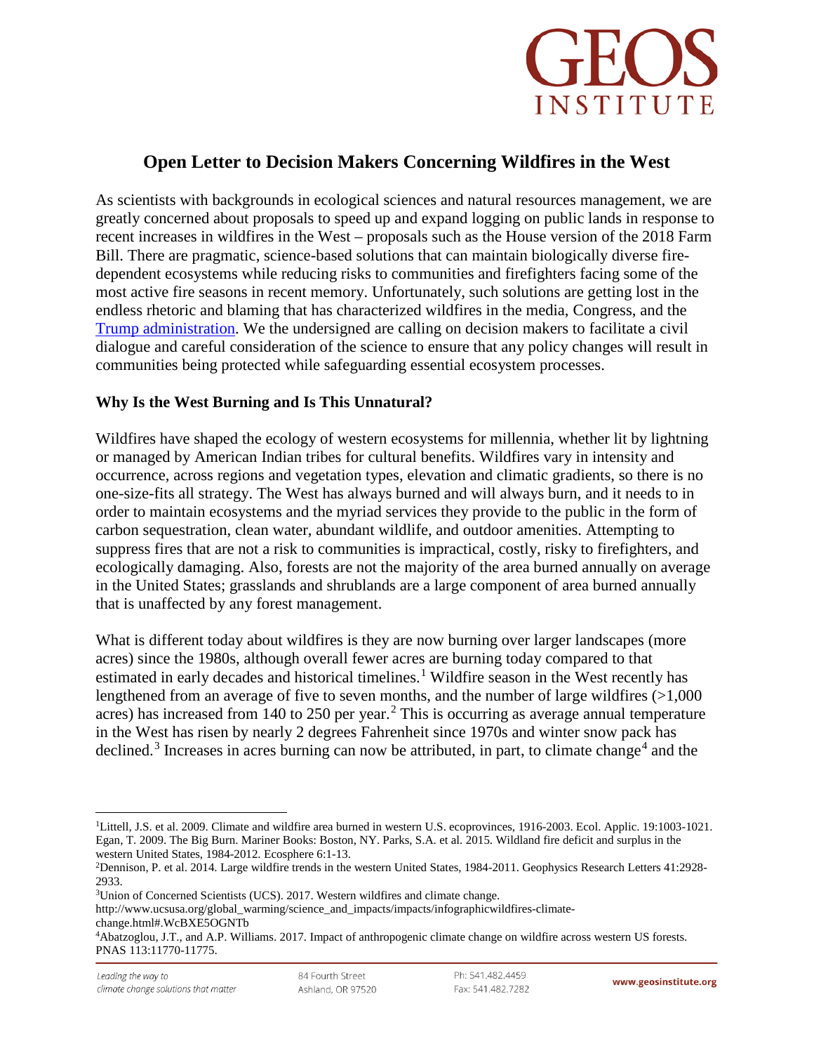# Open Letter to Decision Makers Concerning Wildfires in the West

As scientists with backgrounds in ecological sciences and natural resources management, we are greatly concerned about proposals to speed up and expand logging on public lands in response to recent increases in wildfires in the West – proposals such as the House version of the 2018 Farm Bill. There are pragmatic, science-based solutions that can maintain biologically diverse fire-dependent ecosystems while reducing risks to communities and firefighters facing some of the most active fire seasons in recent memory. Unfortunately, such solutions are getting lost in the endless rhetoric and blaming that has characterized wildfires in the media, Congress, and the [Trump administration](). We the undersigned are calling on decision makers to facilitate a civil dialogue and careful consideration of the science to ensure that any policy changes will result in communities being protected while safeguarding essential ecosystem processes.

## Why Is the West Burning and Is This Unnatural?

Wildfires have shaped the ecology of western ecosystems for millennia, whether lit by lightning or managed by American Indian tribes for cultural benefits. Wildfires vary in intensity and occurrence, across regions and vegetation types, elevation and climatic gradients, so there is no one-size-fits all strategy. The West has always burned and will always burn, and it needs to in order to maintain ecosystems and the myriad services they provide to the public in the form of carbon sequestration, clean water, abundant wildlife, and outdoor amenities. Attempting to suppress fires that are not a risk to communities is impractical, costly, risky to firefighters, and ecologically damaging. Also, forests are not the majority of the area burned annually on average in the United States; grasslands and shrublands are a large component of area burned annually that is unaffected by any forest management.

What is different today about wildfires is they are now burning over larger landscapes (more acres) since the 1980s, although overall fewer acres are burning today compared to that estimated in early decades and historical timelines.[1] Wildfire season in the West recently has lengthened from an average of five to seven months, and the number of large wildfires (>1,000 acres) has increased from 140 to 250 per year.[2] This is occurring as average annual temperature in the West has risen by nearly 2 degrees Fahrenheit since 1970s and winter snow pack has declined.[3] Increases in acres burning can now be attributed, in part, to climate change[4] and the

---

[1] Littell, J.S. et al. 2009. Climate and wildfire area burned in western U.S. ecoprovinces, 1916-2003. Ecol. Applic. 19:1003-1021. Egan, T. 2009. The Big Burn. Mariner Books: Boston, NY. Parks, S.A. et al. 2015. Wildland fire deficit and surplus in the western United States, 1984-2012. Ecosphere 6:1-13.

[2] Dennison, P. et al. 2014. Large wildfire trends in the western United States, 1984-2011. Geophysics Research Letters 41:2928-2933.

[3] Union of Concerned Scientists (UCS). 2017. Western wildfires and climate change. http://www.ucsusa.org/global_warming/science_and_impacts/impacts/infographicwildfires-climate-change.html#.WcBXE5OGNTb

[4] Abatzoglou, J.T., and A.P. Williams. 2017. Impact of anthropogenic climate change on wildfire across western US forests. PNAS 113:11770-11775.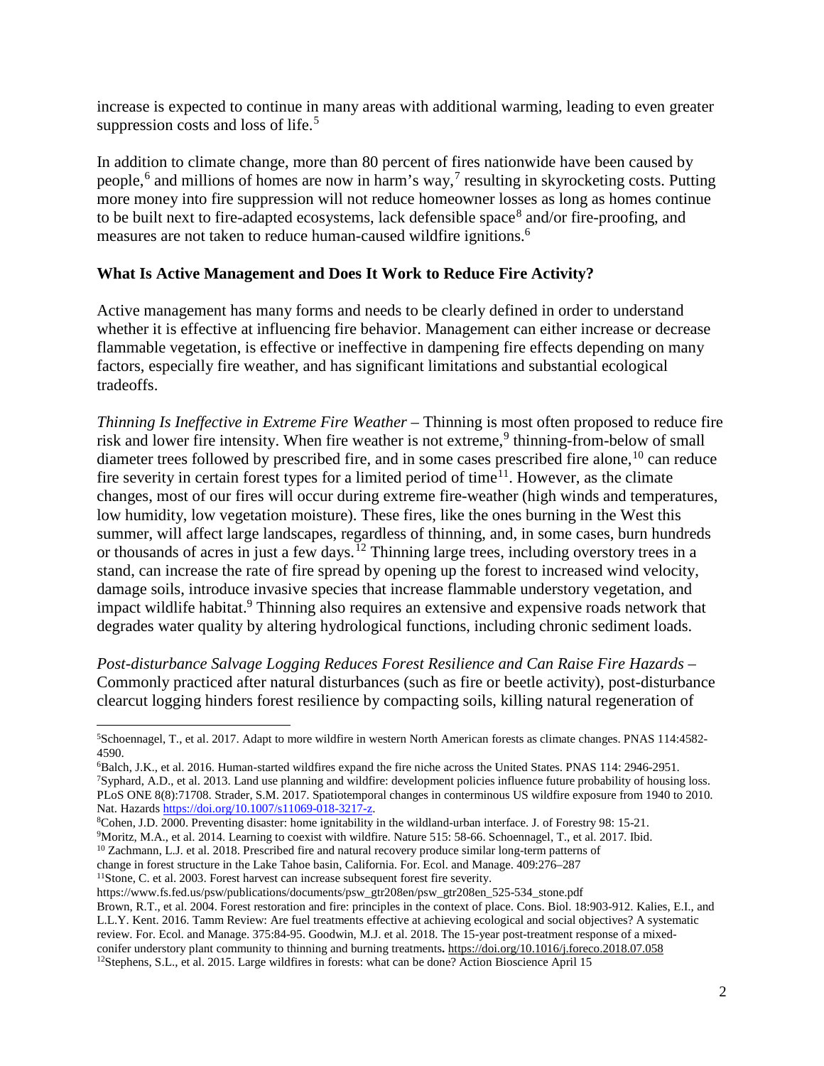increase is expected to continue in many areas with additional warming, leading to even greater suppression costs and loss of life.[5]

In addition to climate change, more than 80 percent of fires nationwide have been caused by people,[6] and millions of homes are now in harm's way,[7] resulting in skyrocketing costs. Putting more money into fire suppression will not reduce homeowner losses as long as homes continue to be built next to fire-adapted ecosystems, lack defensible space[8] and/or fire-proofing, and measures are not taken to reduce human-caused wildfire ignitions.[6]

## What Is Active Management and Does It Work to Reduce Fire Activity?

Active management has many forms and needs to be clearly defined in order to understand whether it is effective at influencing fire behavior. Management can either increase or decrease flammable vegetation, is effective or ineffective in dampening fire effects depending on many factors, especially fire weather, and has significant limitations and substantial ecological tradeoffs.

*Thinning Is Ineffective in Extreme Fire Weather* – Thinning is most often proposed to reduce fire risk and lower fire intensity. When fire weather is not extreme,[9] thinning-from-below of small diameter trees followed by prescribed fire, and in some cases prescribed fire alone,[10] can reduce fire severity in certain forest types for a limited period of time[11]. However, as the climate changes, most of our fires will occur during extreme fire-weather (high winds and temperatures, low humidity, low vegetation moisture). These fires, like the ones burning in the West this summer, will affect large landscapes, regardless of thinning, and, in some cases, burn hundreds or thousands of acres in just a few days.[12] Thinning large trees, including overstory trees in a stand, can increase the rate of fire spread by opening up the forest to increased wind velocity, damage soils, introduce invasive species that increase flammable understory vegetation, and impact wildlife habitat.[9] Thinning also requires an extensive and expensive roads network that degrades water quality by altering hydrological functions, including chronic sediment loads.

*Post-disturbance Salvage Logging Reduces Forest Resilience and Can Raise Fire Hazards* – Commonly practiced after natural disturbances (such as fire or beetle activity), post-disturbance clearcut logging hinders forest resilience by compacting soils, killing natural regeneration of

---

[5] Schoennagel, T., et al. 2017. Adapt to more wildfire in western North American forests as climate changes. PNAS 114:4582-4590.

[6] Balch, J.K., et al. 2016. Human-started wildfires expand the fire niche across the United States. PNAS 114: 2946-2951.

[7] Syphard, A.D., et al. 2013. Land use planning and wildfire: development policies influence future probability of housing loss. PLoS ONE 8(8):71708. Strader, S.M. 2017. Spatiotemporal changes in conterminous US wildfire exposure from 1940 to 2010. Nat. Hazards https://doi.org/10.1007/s11069-018-3217-z.

[8] Cohen, J.D. 2000. Preventing disaster: home ignitability in the wildland-urban interface. J. of Forestry 98: 15-21.

[9] Moritz, M.A., et al. 2014. Learning to coexist with wildfire. Nature 515: 58-66. Schoennagel, T., et al. 2017. Ibid.

[10] Zachmann, L.J. et al. 2018. Prescribed fire and natural recovery produce similar long-term patterns of change in forest structure in the Lake Tahoe basin, California. For. Ecol. and Manage. 409:276–287

[11] Stone, C. et al. 2003. Forest harvest can increase subsequent forest fire severity. https://www.fs.fed.us/psw/publications/documents/psw_gtr208en/psw_gtr208en_525-534_stone.pdf Brown, R.T., et al. 2004. Forest restoration and fire: principles in the context of place. Cons. Biol. 18:903-912. Kalies, E.I., and L.L.Y. Kent. 2016. Tamm Review: Are fuel treatments effective at achieving ecological and social objectives? A systematic review. For. Ecol. and Manage. 375:84-95. Goodwin, M.J. et al. 2018. The 15-year post-treatment response of a mixed-conifer understory plant community to thinning and burning treatments. https://doi.org/10.1016/j.foreco.2018.07.058

[12] Stephens, S.L., et al. 2015. Large wildfires in forests: what can be done? Action Bioscience April 15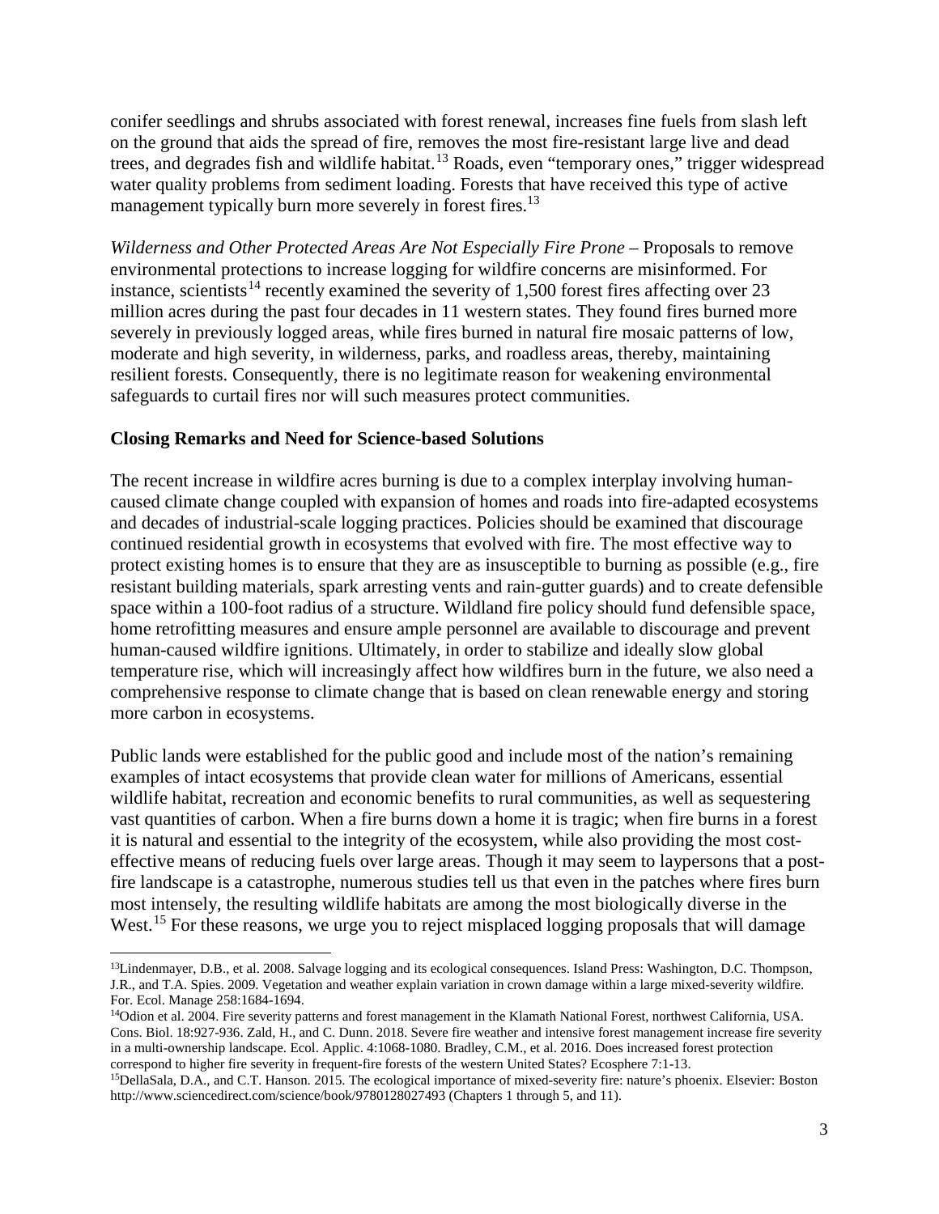conifer seedlings and shrubs associated with forest renewal, increases fine fuels from slash left on the ground that aids the spread of fire, removes the most fire-resistant large live and dead trees, and degrades fish and wildlife habitat.[13] Roads, even "temporary ones," trigger widespread water quality problems from sediment loading. Forests that have received this type of active management typically burn more severely in forest fires.[13]

*Wilderness and Other Protected Areas Are Not Especially Fire Prone* – Proposals to remove environmental protections to increase logging for wildfire concerns are misinformed. For instance, scientists[14] recently examined the severity of 1,500 forest fires affecting over 23 million acres during the past four decades in 11 western states. They found fires burned more severely in previously logged areas, while fires burned in natural fire mosaic patterns of low, moderate and high severity, in wilderness, parks, and roadless areas, thereby, maintaining resilient forests. Consequently, there is no legitimate reason for weakening environmental safeguards to curtail fires nor will such measures protect communities.

**Closing Remarks and Need for Science-based Solutions**

The recent increase in wildfire acres burning is due to a complex interplay involving human-caused climate change coupled with expansion of homes and roads into fire-adapted ecosystems and decades of industrial-scale logging practices. Policies should be examined that discourage continued residential growth in ecosystems that evolved with fire. The most effective way to protect existing homes is to ensure that they are as insusceptible to burning as possible (e.g., fire resistant building materials, spark arresting vents and rain-gutter guards) and to create defensible space within a 100-foot radius of a structure. Wildland fire policy should fund defensible space, home retrofitting measures and ensure ample personnel are available to discourage and prevent human-caused wildfire ignitions. Ultimately, in order to stabilize and ideally slow global temperature rise, which will increasingly affect how wildfires burn in the future, we also need a comprehensive response to climate change that is based on clean renewable energy and storing more carbon in ecosystems.

Public lands were established for the public good and include most of the nation's remaining examples of intact ecosystems that provide clean water for millions of Americans, essential wildlife habitat, recreation and economic benefits to rural communities, as well as sequestering vast quantities of carbon. When a fire burns down a home it is tragic; when fire burns in a forest it is natural and essential to the integrity of the ecosystem, while also providing the most cost-effective means of reducing fuels over large areas. Though it may seem to laypersons that a post-fire landscape is a catastrophe, numerous studies tell us that even in the patches where fires burn most intensely, the resulting wildlife habitats are among the most biologically diverse in the West.[15] For these reasons, we urge you to reject misplaced logging proposals that will damage

---

[13] Lindenmayer, D.B., et al. 2008. Salvage logging and its ecological consequences. Island Press: Washington, D.C. Thompson, J.R., and T.A. Spies. 2009. Vegetation and weather explain variation in crown damage within a large mixed-severity wildfire. For. Ecol. Manage 258:1684-1694.

[14] Odion et al. 2004. Fire severity patterns and forest management in the Klamath National Forest, northwest California, USA. Cons. Biol. 18:927-936. Zald, H., and C. Dunn. 2018. Severe fire weather and intensive forest management increase fire severity in a multi-ownership landscape. Ecol. Applic. 4:1068-1080. Bradley, C.M., et al. 2016. Does increased forest protection correspond to higher fire severity in frequent-fire forests of the western United States? Ecosphere 7:1-13.

[15] DellaSala, D.A., and C.T. Hanson. 2015. The ecological importance of mixed-severity fire: nature's phoenix. Elsevier: Boston http://www.sciencedirect.com/science/book/9780128027493 (Chapters 1 through 5, and 11).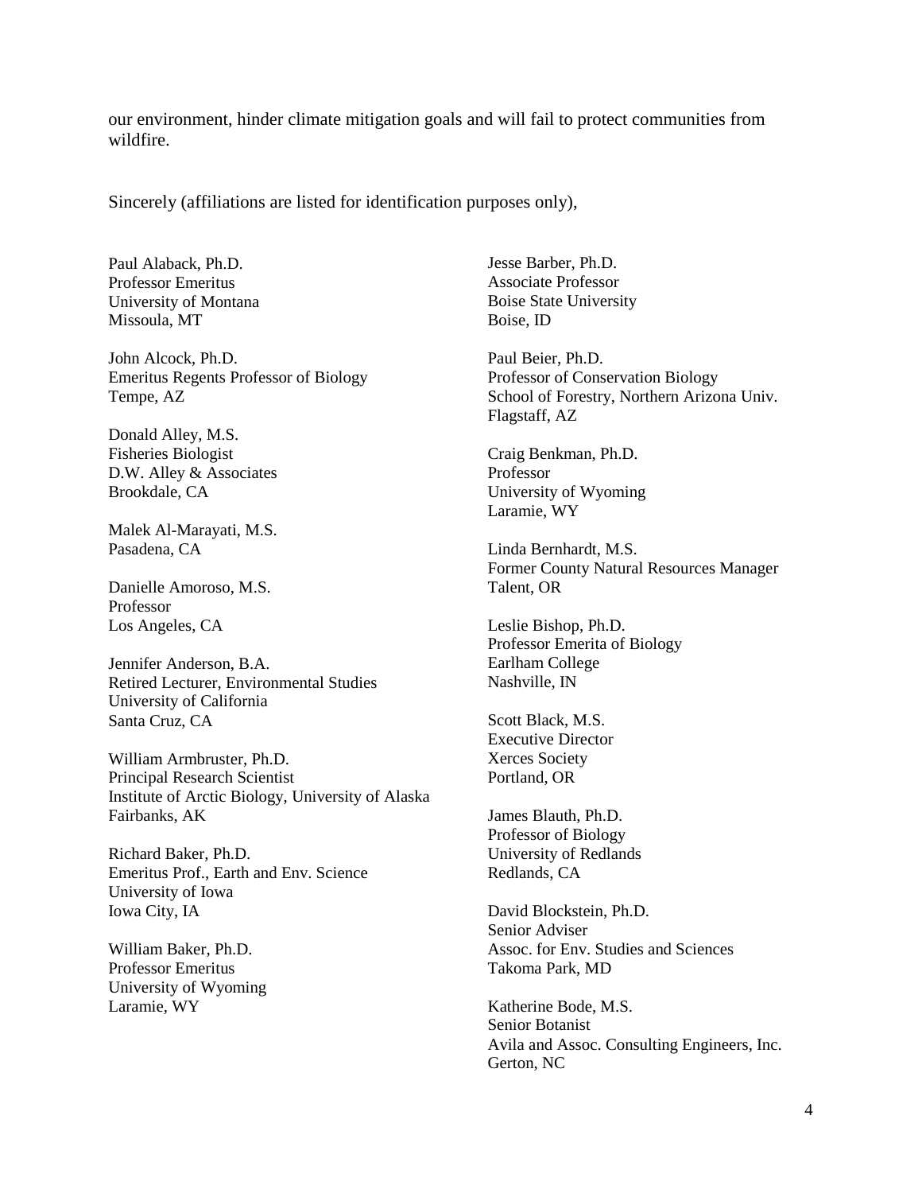our environment, hinder climate mitigation goals and will fail to protect communities from wildfire.

Sincerely (affiliations are listed for identification purposes only),

Paul Alaback, Ph.D.
Professor Emeritus
University of Montana
Missoula, MT

John Alcock, Ph.D.
Emeritus Regents Professor of Biology
Tempe, AZ

Donald Alley, M.S.
Fisheries Biologist
D.W. Alley & Associates
Brookdale, CA

Malek Al-Marayati, M.S.
Pasadena, CA

Danielle Amoroso, M.S.
Professor
Los Angeles, CA

Jennifer Anderson, B.A.
Retired Lecturer, Environmental Studies
University of California
Santa Cruz, CA

William Armbruster, Ph.D.
Principal Research Scientist
Institute of Arctic Biology, University of Alaska
Fairbanks, AK

Richard Baker, Ph.D.
Emeritus Prof., Earth and Env. Science
University of Iowa
Iowa City, IA

William Baker, Ph.D.
Professor Emeritus
University of Wyoming
Laramie, WY

Jesse Barber, Ph.D.
Associate Professor
Boise State University
Boise, ID

Paul Beier, Ph.D.
Professor of Conservation Biology
School of Forestry, Northern Arizona Univ.
Flagstaff, AZ

Craig Benkman, Ph.D.
Professor
University of Wyoming
Laramie, WY

Linda Bernhardt, M.S.
Former County Natural Resources Manager
Talent, OR

Leslie Bishop, Ph.D.
Professor Emerita of Biology
Earlham College
Nashville, IN

Scott Black, M.S.
Executive Director
Xerces Society
Portland, OR

James Blauth, Ph.D.
Professor of Biology
University of Redlands
Redlands, CA

David Blockstein, Ph.D.
Senior Adviser
Assoc. for Env. Studies and Sciences
Takoma Park, MD

Katherine Bode, M.S.
Senior Botanist
Avila and Assoc. Consulting Engineers, Inc.
Gerton, NC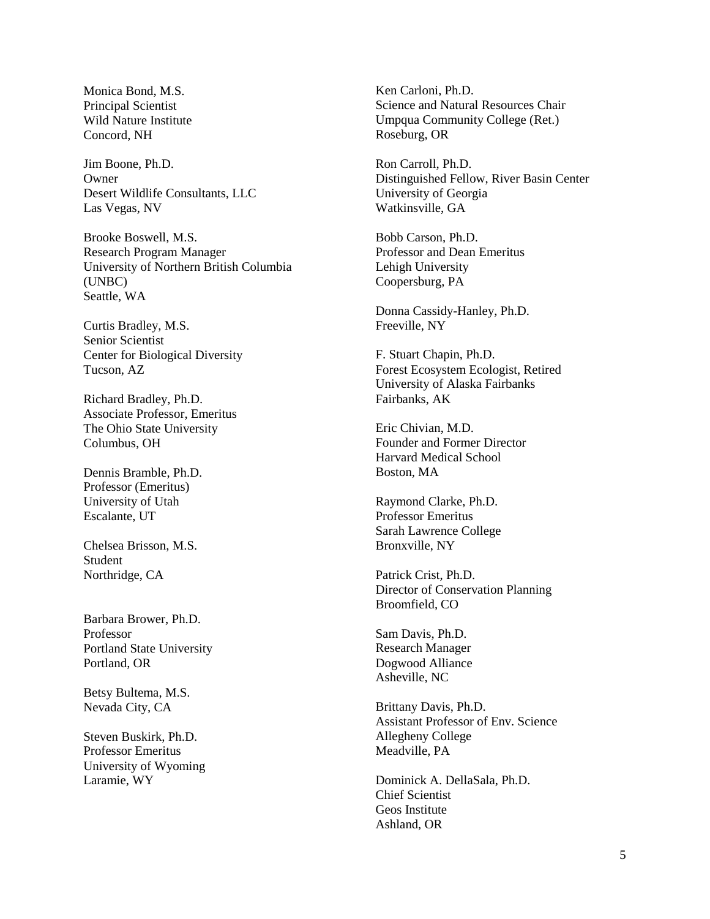Monica Bond, M.S.
Principal Scientist
Wild Nature Institute
Concord, NH

Jim Boone, Ph.D.
Owner
Desert Wildlife Consultants, LLC
Las Vegas, NV

Brooke Boswell, M.S.
Research Program Manager
University of Northern British Columbia (UNBC)
Seattle, WA

Curtis Bradley, M.S.
Senior Scientist
Center for Biological Diversity
Tucson, AZ

Richard Bradley, Ph.D.
Associate Professor, Emeritus
The Ohio State University
Columbus, OH

Dennis Bramble, Ph.D.
Professor (Emeritus)
University of Utah
Escalante, UT

Chelsea Brisson, M.S.
Student
Northridge, CA

Barbara Brower, Ph.D.
Professor
Portland State University
Portland, OR

Betsy Bultema, M.S.
Nevada City, CA

Steven Buskirk, Ph.D.
Professor Emeritus
University of Wyoming
Laramie, WY

Ken Carloni, Ph.D.
Science and Natural Resources Chair
Umpqua Community College (Ret.)
Roseburg, OR

Ron Carroll, Ph.D.
Distinguished Fellow, River Basin Center
University of Georgia
Watkinsville, GA

Bobb Carson, Ph.D.
Professor and Dean Emeritus
Lehigh University
Coopersburg, PA

Donna Cassidy-Hanley, Ph.D.
Freeville, NY

F. Stuart Chapin, Ph.D.
Forest Ecosystem Ecologist, Retired
University of Alaska Fairbanks
Fairbanks, AK

Eric Chivian, M.D.
Founder and Former Director
Harvard Medical School
Boston, MA

Raymond Clarke, Ph.D.
Professor Emeritus
Sarah Lawrence College
Bronxville, NY

Patrick Crist, Ph.D.
Director of Conservation Planning
Broomfield, CO

Sam Davis, Ph.D.
Research Manager
Dogwood Alliance
Asheville, NC

Brittany Davis, Ph.D.
Assistant Professor of Env. Science
Allegheny College
Meadville, PA

Dominick A. DellaSala, Ph.D.
Chief Scientist
Geos Institute
Ashland, OR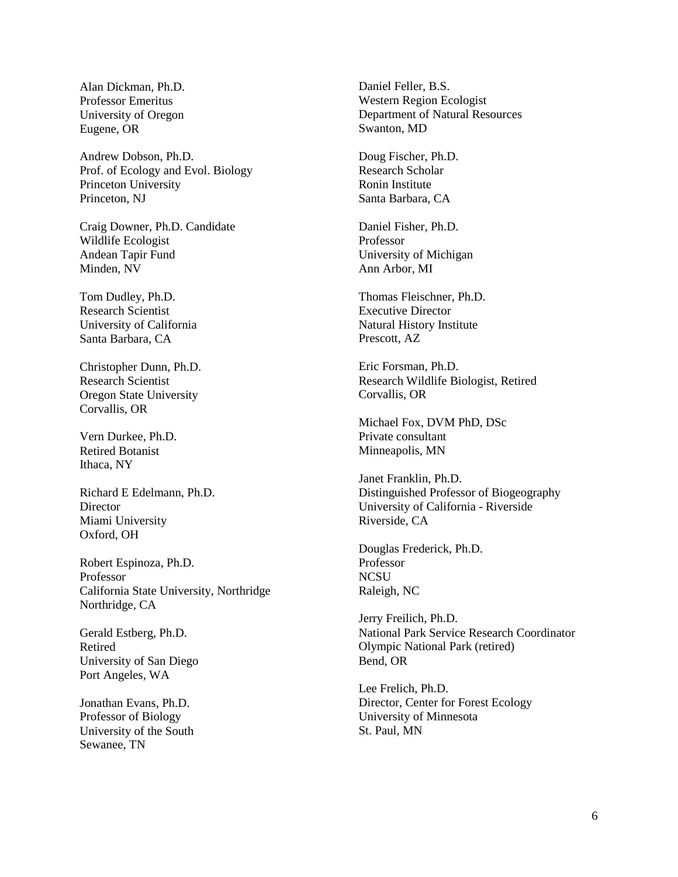Alan Dickman, Ph.D.
Professor Emeritus
University of Oregon
Eugene, OR

Andrew Dobson, Ph.D.
Prof. of Ecology and Evol. Biology
Princeton University
Princeton, NJ

Craig Downer, Ph.D. Candidate
Wildlife Ecologist
Andean Tapir Fund
Minden, NV

Tom Dudley, Ph.D.
Research Scientist
University of California
Santa Barbara, CA

Christopher Dunn, Ph.D.
Research Scientist
Oregon State University
Corvallis, OR

Vern Durkee, Ph.D.
Retired Botanist
Ithaca, NY

Richard E Edelmann, Ph.D.
Director
Miami University
Oxford, OH

Robert Espinoza, Ph.D.
Professor
California State University, Northridge
Northridge, CA

Gerald Estberg, Ph.D.
Retired
University of San Diego
Port Angeles, WA

Jonathan Evans, Ph.D.
Professor of Biology
University of the South
Sewanee, TN

Daniel Feller, B.S.
Western Region Ecologist
Department of Natural Resources
Swanton, MD

Doug Fischer, Ph.D.
Research Scholar
Ronin Institute
Santa Barbara, CA

Daniel Fisher, Ph.D.
Professor
University of Michigan
Ann Arbor, MI

Thomas Fleischner, Ph.D.
Executive Director
Natural History Institute
Prescott, AZ

Eric Forsman, Ph.D.
Research Wildlife Biologist, Retired
Corvallis, OR

Michael Fox, DVM PhD, DSc
Private consultant
Minneapolis, MN

Janet Franklin, Ph.D.
Distinguished Professor of Biogeography
University of California - Riverside
Riverside, CA

Douglas Frederick, Ph.D.
Professor
NCSU
Raleigh, NC

Jerry Freilich, Ph.D.
National Park Service Research Coordinator
Olympic National Park (retired)
Bend, OR

Lee Frelich, Ph.D.
Director, Center for Forest Ecology
University of Minnesota
St. Paul, MN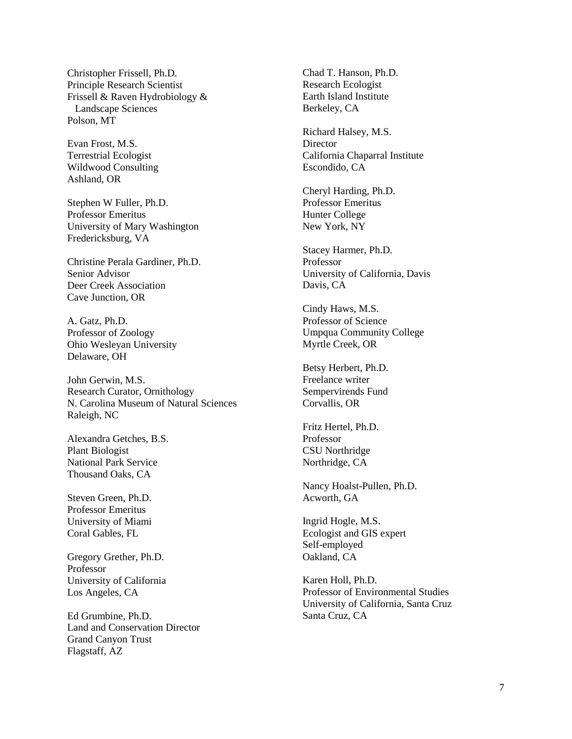Christopher Frissell, Ph.D.
Principle Research Scientist
Frissell & Raven Hydrobiology &
Landscape Sciences
Polson, MT

Evan Frost, M.S.
Terrestrial Ecologist
Wildwood Consulting
Ashland, OR

Stephen W Fuller, Ph.D.
Professor Emeritus
University of Mary Washington
Fredericksburg, VA

Christine Perala Gardiner, Ph.D.
Senior Advisor
Deer Creek Association
Cave Junction, OR

A. Gatz, Ph.D.
Professor of Zoology
Ohio Wesleyan University
Delaware, OH

John Gerwin, M.S.
Research Curator, Ornithology
N. Carolina Museum of Natural Sciences
Raleigh, NC

Alexandra Getches, B.S.
Plant Biologist
National Park Service
Thousand Oaks, CA

Steven Green, Ph.D.
Professor Emeritus
University of Miami
Coral Gables, FL

Gregory Grether, Ph.D.
Professor
University of California
Los Angeles, CA

Ed Grumbine, Ph.D.
Land and Conservation Director
Grand Canyon Trust
Flagstaff, AZ

Chad T. Hanson, Ph.D.
Research Ecologist
Earth Island Institute
Berkeley, CA

Richard Halsey, M.S.
Director
California Chaparral Institute
Escondido, CA

Cheryl Harding, Ph.D.
Professor Emeritus
Hunter College
New York, NY

Stacey Harmer, Ph.D.
Professor
University of California, Davis
Davis, CA

Cindy Haws, M.S.
Professor of Science
Umpqua Community College
Myrtle Creek, OR

Betsy Herbert, Ph.D.
Freelance writer
Sempervirends Fund
Corvallis, OR

Fritz Hertel, Ph.D.
Professor
CSU Northridge
Northridge, CA

Nancy Hoalst-Pullen, Ph.D.
Acworth, GA

Ingrid Hogle, M.S.
Ecologist and GIS expert
Self-employed
Oakland, CA

Karen Holl, Ph.D.
Professor of Environmental Studies
University of California, Santa Cruz
Santa Cruz, CA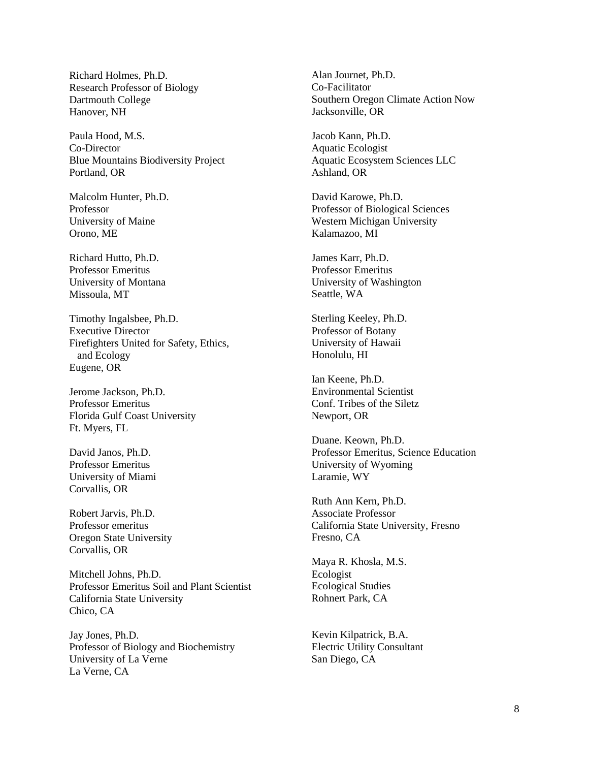Richard Holmes, Ph.D.
Research Professor of Biology
Dartmouth College
Hanover, NH

Paula Hood, M.S.
Co-Director
Blue Mountains Biodiversity Project
Portland, OR

Malcolm Hunter, Ph.D.
Professor
University of Maine
Orono, ME

Richard Hutto, Ph.D.
Professor Emeritus
University of Montana
Missoula, MT

Timothy Ingalsbee, Ph.D.
Executive Director
Firefighters United for Safety, Ethics, and Ecology
Eugene, OR

Jerome Jackson, Ph.D.
Professor Emeritus
Florida Gulf Coast University
Ft. Myers, FL

David Janos, Ph.D.
Professor Emeritus
University of Miami
Corvallis, OR

Robert Jarvis, Ph.D.
Professor emeritus
Oregon State University
Corvallis, OR

Mitchell Johns, Ph.D.
Professor Emeritus Soil and Plant Scientist
California State University
Chico, CA

Jay Jones, Ph.D.
Professor of Biology and Biochemistry
University of La Verne
La Verne, CA

Alan Journet, Ph.D.
Co-Facilitator
Southern Oregon Climate Action Now
Jacksonville, OR

Jacob Kann, Ph.D.
Aquatic Ecologist
Aquatic Ecosystem Sciences LLC
Ashland, OR

David Karowe, Ph.D.
Professor of Biological Sciences
Western Michigan University
Kalamazoo, MI

James Karr, Ph.D.
Professor Emeritus
University of Washington
Seattle, WA

Sterling Keeley, Ph.D.
Professor of Botany
University of Hawaii
Honolulu, HI

Ian Keene, Ph.D.
Environmental Scientist
Conf. Tribes of the Siletz
Newport, OR

Duane. Keown, Ph.D.
Professor Emeritus, Science Education
University of Wyoming
Laramie, WY

Ruth Ann Kern, Ph.D.
Associate Professor
California State University, Fresno
Fresno, CA

Maya R. Khosla, M.S.
Ecologist
Ecological Studies
Rohnert Park, CA

Kevin Kilpatrick, B.A.
Electric Utility Consultant
San Diego, CA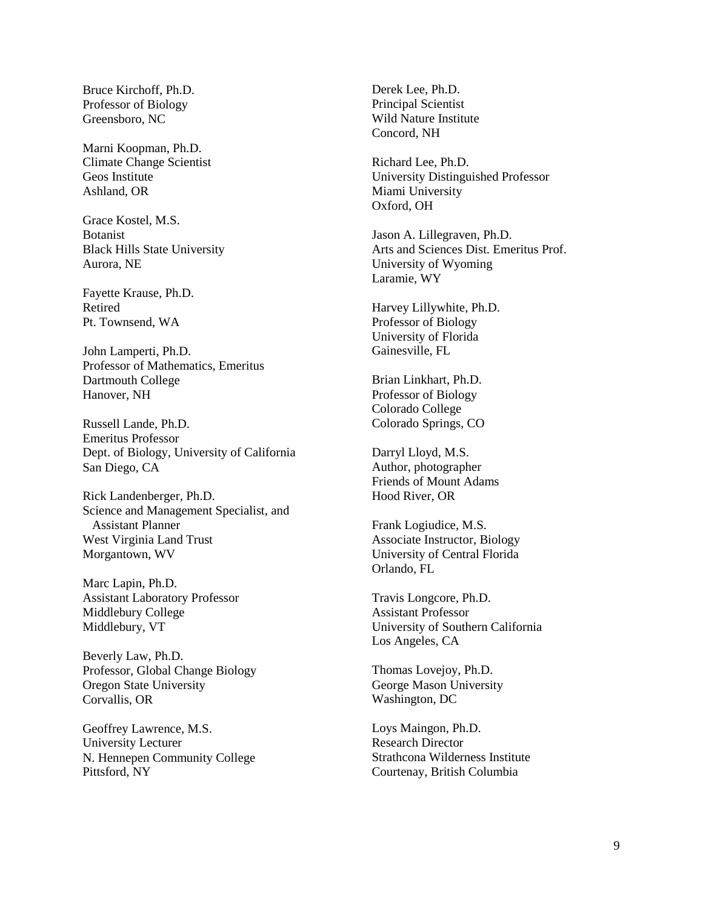Bruce Kirchoff, Ph.D.
Professor of Biology
Greensboro, NC

Marni Koopman, Ph.D.
Climate Change Scientist
Geos Institute
Ashland, OR

Grace Kostel, M.S.
Botanist
Black Hills State University
Aurora, NE

Fayette Krause, Ph.D.
Retired
Pt. Townsend, WA

John Lamperti, Ph.D.
Professor of Mathematics, Emeritus
Dartmouth College
Hanover, NH

Russell Lande, Ph.D.
Emeritus Professor
Dept. of Biology, University of California
San Diego, CA

Rick Landenberger, Ph.D.
Science and Management Specialist, and
Assistant Planner
West Virginia Land Trust
Morgantown, WV

Marc Lapin, Ph.D.
Assistant Laboratory Professor
Middlebury College
Middlebury, VT

Beverly Law, Ph.D.
Professor, Global Change Biology
Oregon State University
Corvallis, OR

Geoffrey Lawrence, M.S.
University Lecturer
N. Hennepen Community College
Pittsford, NY

Derek Lee, Ph.D.
Principal Scientist
Wild Nature Institute
Concord, NH

Richard Lee, Ph.D.
University Distinguished Professor
Miami University
Oxford, OH

Jason A. Lillegraven, Ph.D.
Arts and Sciences Dist. Emeritus Prof.
University of Wyoming
Laramie, WY

Harvey Lillywhite, Ph.D.
Professor of Biology
University of Florida
Gainesville, FL

Brian Linkhart, Ph.D.
Professor of Biology
Colorado College
Colorado Springs, CO

Darryl Lloyd, M.S.
Author, photographer
Friends of Mount Adams
Hood River, OR

Frank Logiudice, M.S.
Associate Instructor, Biology
University of Central Florida
Orlando, FL

Travis Longcore, Ph.D.
Assistant Professor
University of Southern California
Los Angeles, CA

Thomas Lovejoy, Ph.D.
George Mason University
Washington, DC

Loys Maingon, Ph.D.
Research Director
Strathcona Wilderness Institute
Courtenay, British Columbia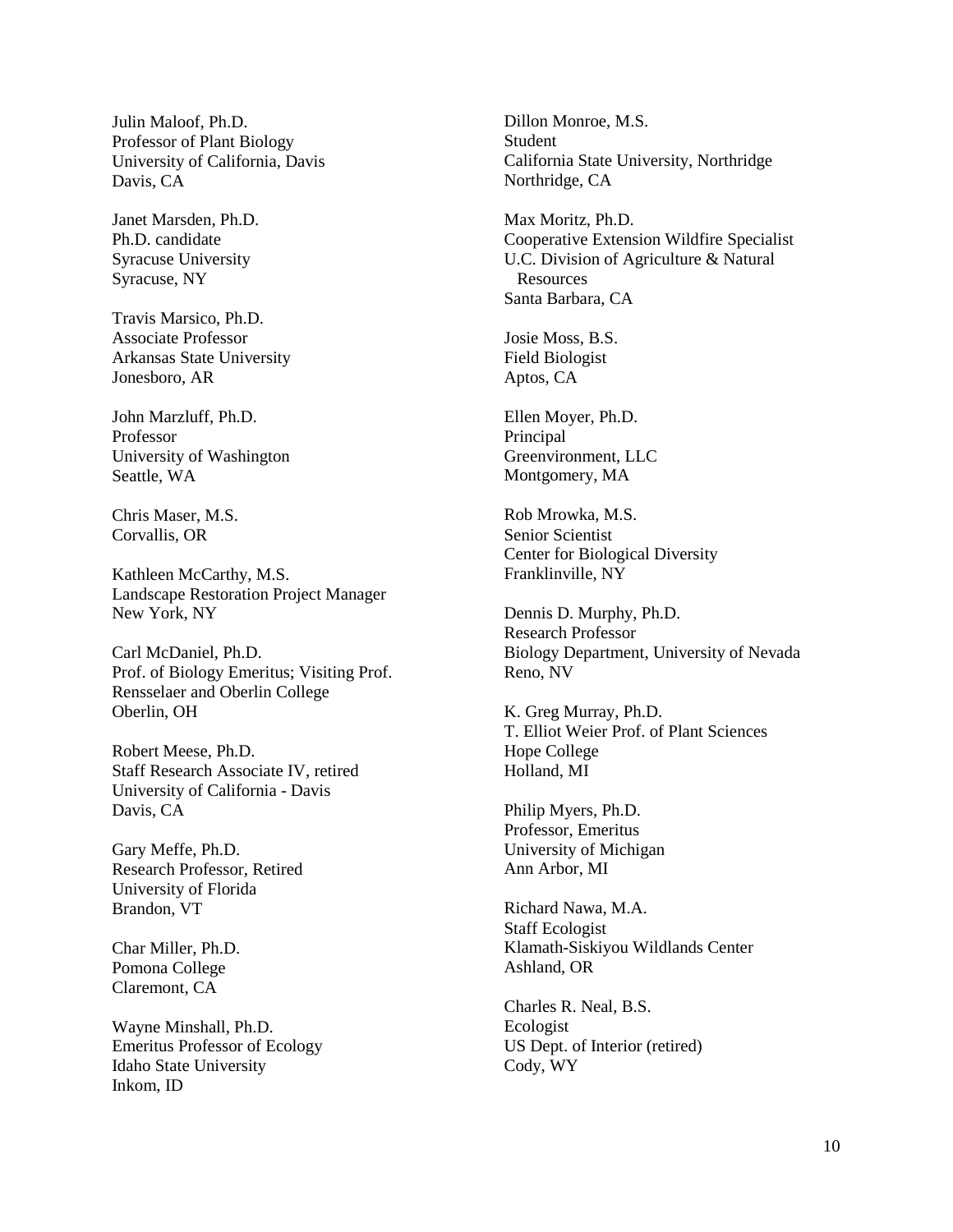Julin Maloof, Ph.D.
Professor of Plant Biology
University of California, Davis
Davis, CA

Janet Marsden, Ph.D.
Ph.D. candidate
Syracuse University
Syracuse, NY

Travis Marsico, Ph.D.
Associate Professor
Arkansas State University
Jonesboro, AR

John Marzluff, Ph.D.
Professor
University of Washington
Seattle, WA

Chris Maser, M.S.
Corvallis, OR

Kathleen McCarthy, M.S.
Landscape Restoration Project Manager
New York, NY

Carl McDaniel, Ph.D.
Prof. of Biology Emeritus; Visiting Prof.
Rensselaer and Oberlin College
Oberlin, OH

Robert Meese, Ph.D.
Staff Research Associate IV, retired
University of California - Davis
Davis, CA

Gary Meffe, Ph.D.
Research Professor, Retired
University of Florida
Brandon, VT

Char Miller, Ph.D.
Pomona College
Claremont, CA

Wayne Minshall, Ph.D.
Emeritus Professor of Ecology
Idaho State University
Inkom, ID

Dillon Monroe, M.S.
Student
California State University, Northridge
Northridge, CA

Max Moritz, Ph.D.
Cooperative Extension Wildfire Specialist
U.C. Division of Agriculture & Natural Resources
Santa Barbara, CA

Josie Moss, B.S.
Field Biologist
Aptos, CA

Ellen Moyer, Ph.D.
Principal
Greenvironment, LLC
Montgomery, MA

Rob Mrowka, M.S.
Senior Scientist
Center for Biological Diversity
Franklinville, NY

Dennis D. Murphy, Ph.D.
Research Professor
Biology Department, University of Nevada
Reno, NV

K. Greg Murray, Ph.D.
T. Elliot Weier Prof. of Plant Sciences
Hope College
Holland, MI

Philip Myers, Ph.D.
Professor, Emeritus
University of Michigan
Ann Arbor, MI

Richard Nawa, M.A.
Staff Ecologist
Klamath-Siskiyou Wildlands Center
Ashland, OR

Charles R. Neal, B.S.
Ecologist
US Dept. of Interior (retired)
Cody, WY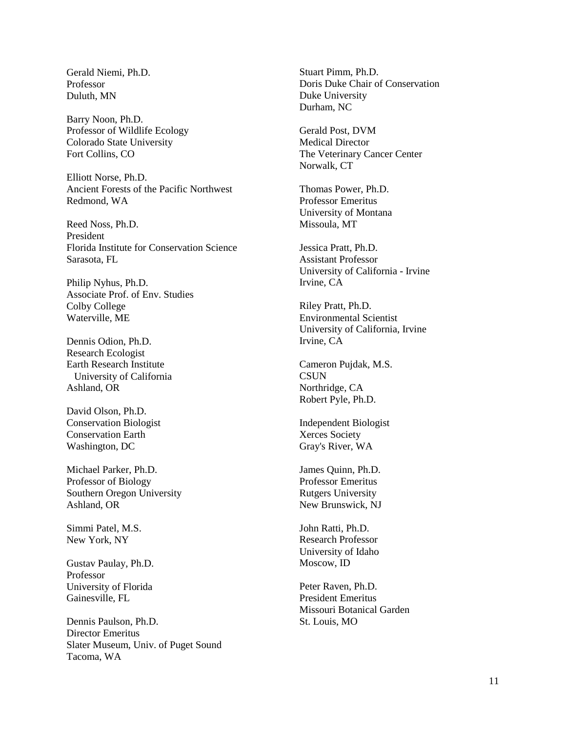Gerald Niemi, Ph.D.
Professor
Duluth, MN

Barry Noon, Ph.D.
Professor of Wildlife Ecology
Colorado State University
Fort Collins, CO

Elliott Norse, Ph.D.
Ancient Forests of the Pacific Northwest
Redmond, WA

Reed Noss, Ph.D.
President
Florida Institute for Conservation Science
Sarasota, FL

Philip Nyhus, Ph.D.
Associate Prof. of Env. Studies
Colby College
Waterville, ME

Dennis Odion, Ph.D.
Research Ecologist
Earth Research Institute
University of California
Ashland, OR

David Olson, Ph.D.
Conservation Biologist
Conservation Earth
Washington, DC

Michael Parker, Ph.D.
Professor of Biology
Southern Oregon University
Ashland, OR

Simmi Patel, M.S.
New York, NY

Gustav Paulay, Ph.D.
Professor
University of Florida
Gainesville, FL

Dennis Paulson, Ph.D.
Director Emeritus
Slater Museum, Univ. of Puget Sound
Tacoma, WA

Stuart Pimm, Ph.D.
Doris Duke Chair of Conservation
Duke University
Durham, NC

Gerald Post, DVM
Medical Director
The Veterinary Cancer Center
Norwalk, CT

Thomas Power, Ph.D.
Professor Emeritus
University of Montana
Missoula, MT

Jessica Pratt, Ph.D.
Assistant Professor
University of California - Irvine
Irvine, CA

Riley Pratt, Ph.D.
Environmental Scientist
University of California, Irvine
Irvine, CA

Cameron Pujdak, M.S.
CSUN
Northridge, CA
Robert Pyle, Ph.D.

Independent Biologist
Xerces Society
Gray's River, WA

James Quinn, Ph.D.
Professor Emeritus
Rutgers University
New Brunswick, NJ

John Ratti, Ph.D.
Research Professor
University of Idaho
Moscow, ID

Peter Raven, Ph.D.
President Emeritus
Missouri Botanical Garden
St. Louis, MO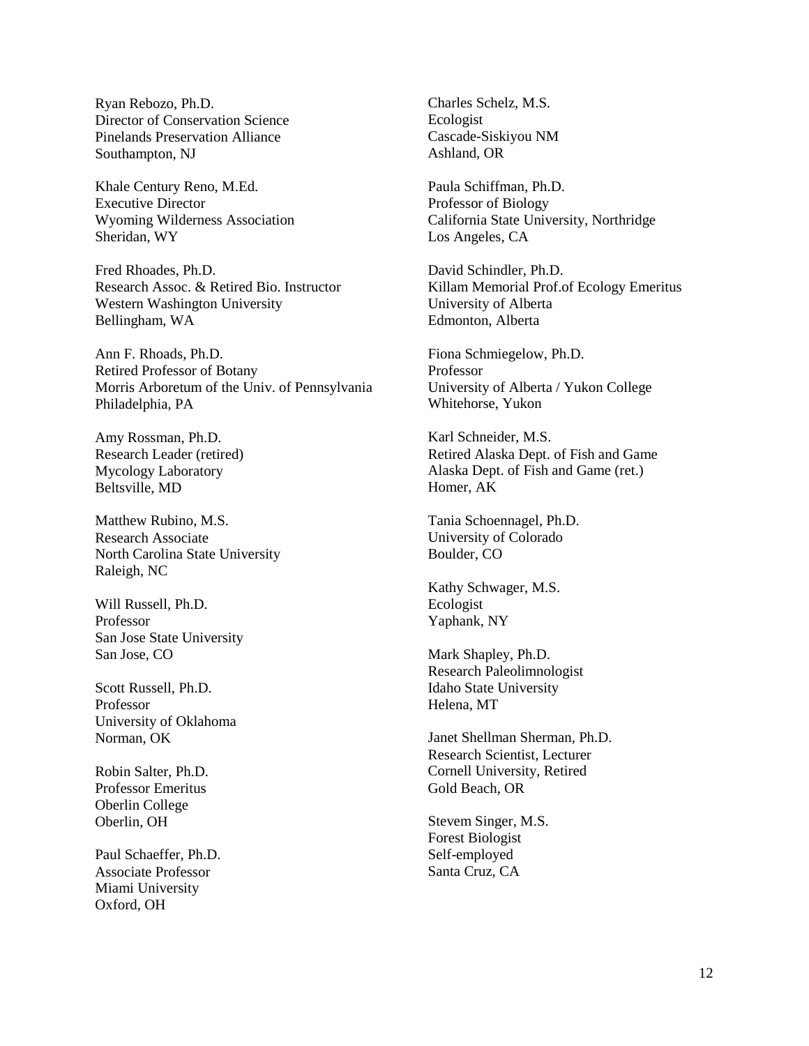Ryan Rebozo, Ph.D.
Director of Conservation Science
Pinelands Preservation Alliance
Southampton, NJ

Khale Century Reno, M.Ed.
Executive Director
Wyoming Wilderness Association
Sheridan, WY

Fred Rhoades, Ph.D.
Research Assoc. & Retired Bio. Instructor
Western Washington University
Bellingham, WA

Ann F. Rhoads, Ph.D.
Retired Professor of Botany
Morris Arboretum of the Univ. of Pennsylvania
Philadelphia, PA

Amy Rossman, Ph.D.
Research Leader (retired)
Mycology Laboratory
Beltsville, MD

Matthew Rubino, M.S.
Research Associate
North Carolina State University
Raleigh, NC

Will Russell, Ph.D.
Professor
San Jose State University
San Jose, CO

Scott Russell, Ph.D.
Professor
University of Oklahoma
Norman, OK

Robin Salter, Ph.D.
Professor Emeritus
Oberlin College
Oberlin, OH

Paul Schaeffer, Ph.D.
Associate Professor
Miami University
Oxford, OH

Charles Schelz, M.S.
Ecologist
Cascade-Siskiyou NM
Ashland, OR

Paula Schiffman, Ph.D.
Professor of Biology
California State University, Northridge
Los Angeles, CA

David Schindler, Ph.D.
Killam Memorial Prof.of Ecology Emeritus
University of Alberta
Edmonton, Alberta

Fiona Schmiegelow, Ph.D.
Professor
University of Alberta / Yukon College
Whitehorse, Yukon

Karl Schneider, M.S.
Retired Alaska Dept. of Fish and Game
Alaska Dept. of Fish and Game (ret.)
Homer, AK

Tania Schoennagel, Ph.D.
University of Colorado
Boulder, CO

Kathy Schwager, M.S.
Ecologist
Yaphank, NY

Mark Shapley, Ph.D.
Research Paleolimnologist
Idaho State University
Helena, MT

Janet Shellman Sherman, Ph.D.
Research Scientist, Lecturer
Cornell University, Retired
Gold Beach, OR

Stevem Singer, M.S.
Forest Biologist
Self-employed
Santa Cruz, CA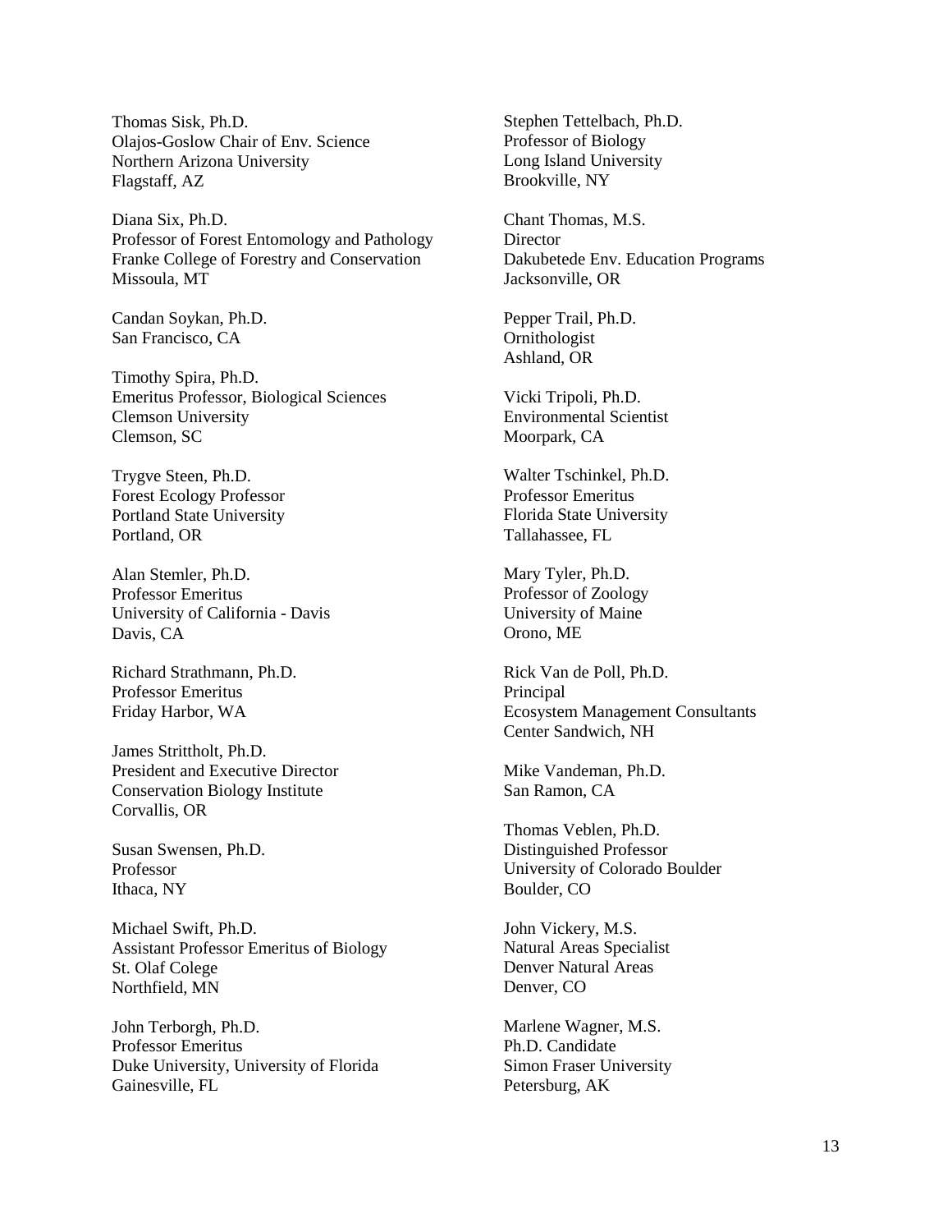Thomas Sisk, Ph.D.
Olajos-Goslow Chair of Env. Science
Northern Arizona University
Flagstaff, AZ

Diana Six, Ph.D.
Professor of Forest Entomology and Pathology
Franke College of Forestry and Conservation
Missoula, MT

Candan Soykan, Ph.D.
San Francisco, CA

Timothy Spira, Ph.D.
Emeritus Professor, Biological Sciences
Clemson University
Clemson, SC

Trygve Steen, Ph.D.
Forest Ecology Professor
Portland State University
Portland, OR

Alan Stemler, Ph.D.
Professor Emeritus
University of California - Davis
Davis, CA

Richard Strathmann, Ph.D.
Professor Emeritus
Friday Harbor, WA

James Strittholt, Ph.D.
President and Executive Director
Conservation Biology Institute
Corvallis, OR

Susan Swensen, Ph.D.
Professor
Ithaca, NY

Michael Swift, Ph.D.
Assistant Professor Emeritus of Biology
St. Olaf Colege
Northfield, MN

John Terborgh, Ph.D.
Professor Emeritus
Duke University, University of Florida
Gainesville, FL

Stephen Tettelbach, Ph.D.
Professor of Biology
Long Island University
Brookville, NY

Chant Thomas, M.S.
Director
Dakubetede Env. Education Programs
Jacksonville, OR

Pepper Trail, Ph.D.
Ornithologist
Ashland, OR

Vicki Tripoli, Ph.D.
Environmental Scientist
Moorpark, CA

Walter Tschinkel, Ph.D.
Professor Emeritus
Florida State University
Tallahassee, FL

Mary Tyler, Ph.D.
Professor of Zoology
University of Maine
Orono, ME

Rick Van de Poll, Ph.D.
Principal
Ecosystem Management Consultants
Center Sandwich, NH

Mike Vandeman, Ph.D.
San Ramon, CA

Thomas Veblen, Ph.D.
Distinguished Professor
University of Colorado Boulder
Boulder, CO

John Vickery, M.S.
Natural Areas Specialist
Denver Natural Areas
Denver, CO

Marlene Wagner, M.S.
Ph.D. Candidate
Simon Fraser University
Petersburg, AK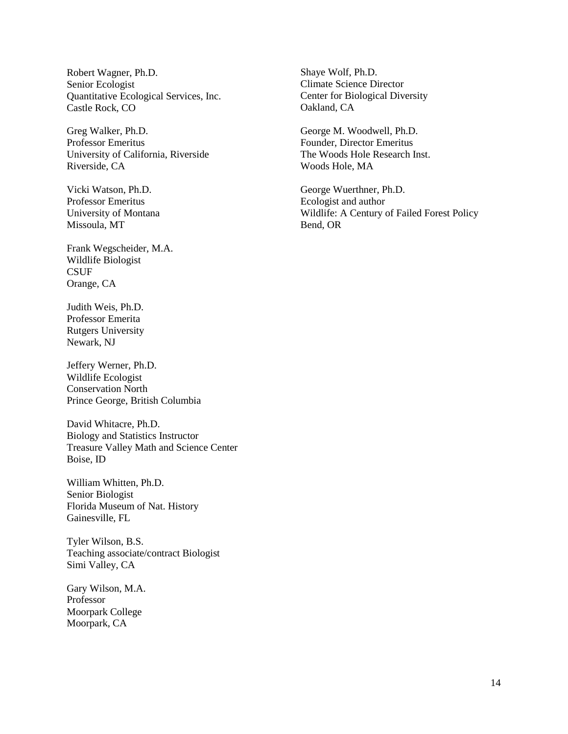Robert Wagner, Ph.D.
Senior Ecologist
Quantitative Ecological Services, Inc.
Castle Rock, CO

Greg Walker, Ph.D.
Professor Emeritus
University of California, Riverside
Riverside, CA

Vicki Watson, Ph.D.
Professor Emeritus
University of Montana
Missoula, MT

Frank Wegscheider, M.A.
Wildlife Biologist
CSUF
Orange, CA

Judith Weis, Ph.D.
Professor Emerita
Rutgers University
Newark, NJ

Jeffery Werner, Ph.D.
Wildlife Ecologist
Conservation North
Prince George, British Columbia

David Whitacre, Ph.D.
Biology and Statistics Instructor
Treasure Valley Math and Science Center
Boise, ID

William Whitten, Ph.D.
Senior Biologist
Florida Museum of Nat. History
Gainesville, FL

Tyler Wilson, B.S.
Teaching associate/contract Biologist
Simi Valley, CA

Gary Wilson, M.A.
Professor
Moorpark College
Moorpark, CA

Shaye Wolf, Ph.D.
Climate Science Director
Center for Biological Diversity
Oakland, CA

George M. Woodwell, Ph.D.
Founder, Director Emeritus
The Woods Hole Research Inst.
Woods Hole, MA

George Wuerthner, Ph.D.
Ecologist and author
Wildlife: A Century of Failed Forest Policy
Bend, OR